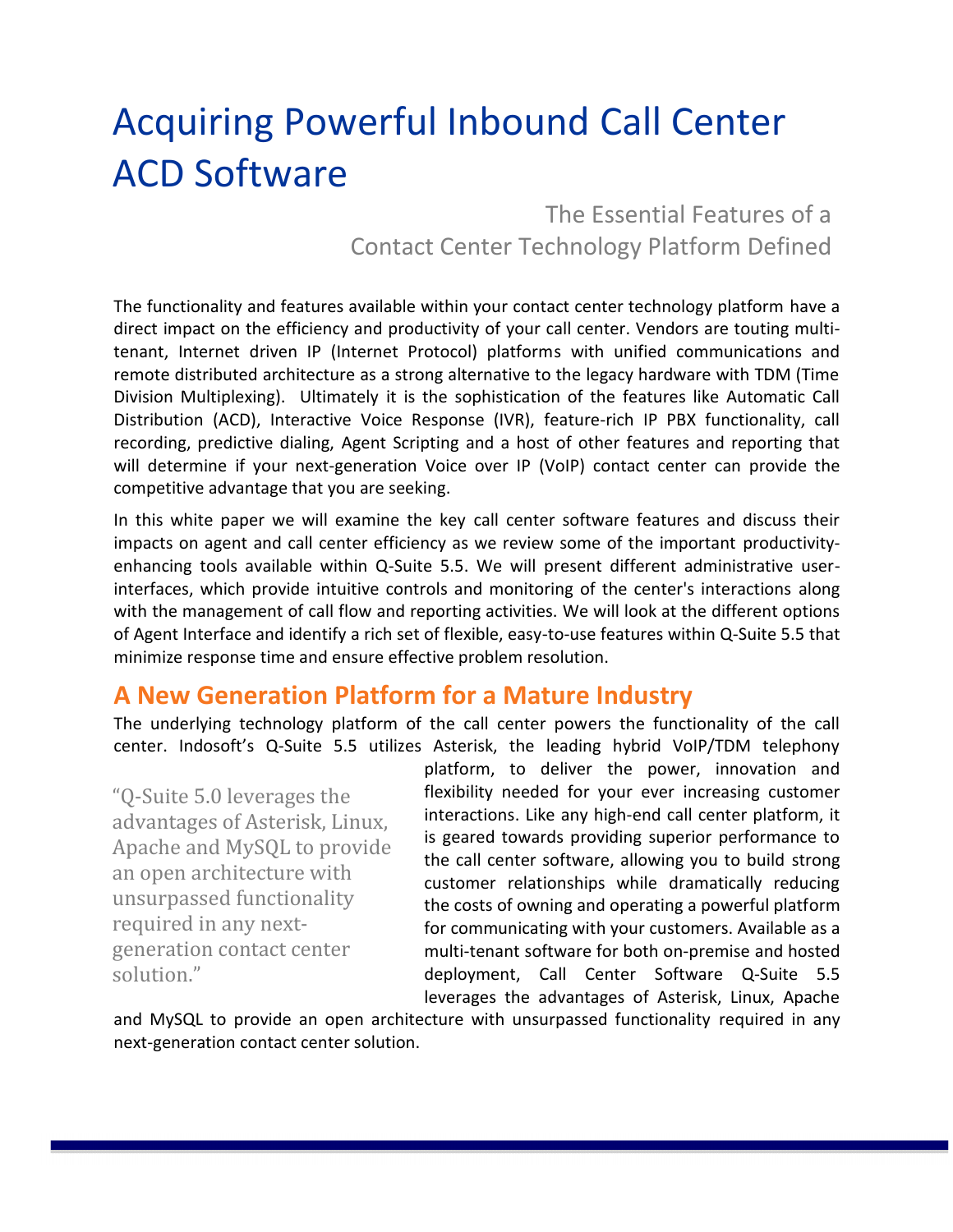# Acquiring Powerful Inbound Call Center ACD Software

## The Essential Features of a Contact Center Technology Platform Defined

The functionality and features available within your contact center technology platform have a direct impact on the efficiency and productivity of your call center. Vendors are touting multi-tenant, Internet driven IP (Internet Protocol) platforms with unified communications and remote distributed architecture as a strong alternative to the legacy hardware with TDM (Time Division Multiplexing). Ultimately it is the sophistication of the features like Automatic Call Distribution (ACD), Interactive Voice Response (IVR), feature-rich IP PBX functionality, call recording, predictive dialing, Agent Scripting and a host of other features and reporting that will determine if your next-generation Voice over IP (VoIP) contact center can provide the competitive advantage that you are seeking.

In this white paper we will examine the key call center software features and discuss their impacts on agent and call center efficiency as we review some of the important productivity-enhancing tools available within Q-Suite 5.5. We will present different administrative user-interfaces, which provide intuitive controls and monitoring of the center's interactions along with the management of call flow and reporting activities. We will look at the different options of Agent Interface and identify a rich set of flexible, easy-to-use features within Q-Suite 5.5 that minimize response time and ensure effective problem resolution.

## A New Generation Platform for a Mature Industry

The underlying technology platform of the call center powers the functionality of the call center. Indosoft's Q-Suite 5.5 utilizes Asterisk, the leading hybrid VoIP/TDM telephony platform, to deliver the power, innovation and flexibility needed for your ever increasing customer interactions. Like any high-end call center platform, it is geared towards providing superior performance to the call center software, allowing you to build strong customer relationships while dramatically reducing the costs of owning and operating a powerful platform for communicating with your customers. Available as a multi-tenant software for both on-premise and hosted deployment, Call Center Software Q-Suite 5.5 leverages the advantages of Asterisk, Linux, Apache and MySQL to provide an open architecture with unsurpassed functionality required in any next-generation contact center solution.

> "Q-Suite 5.0 leverages the advantages of Asterisk, Linux, Apache and MySQL to provide an open architecture with unsurpassed functionality required in any next-generation contact center solution."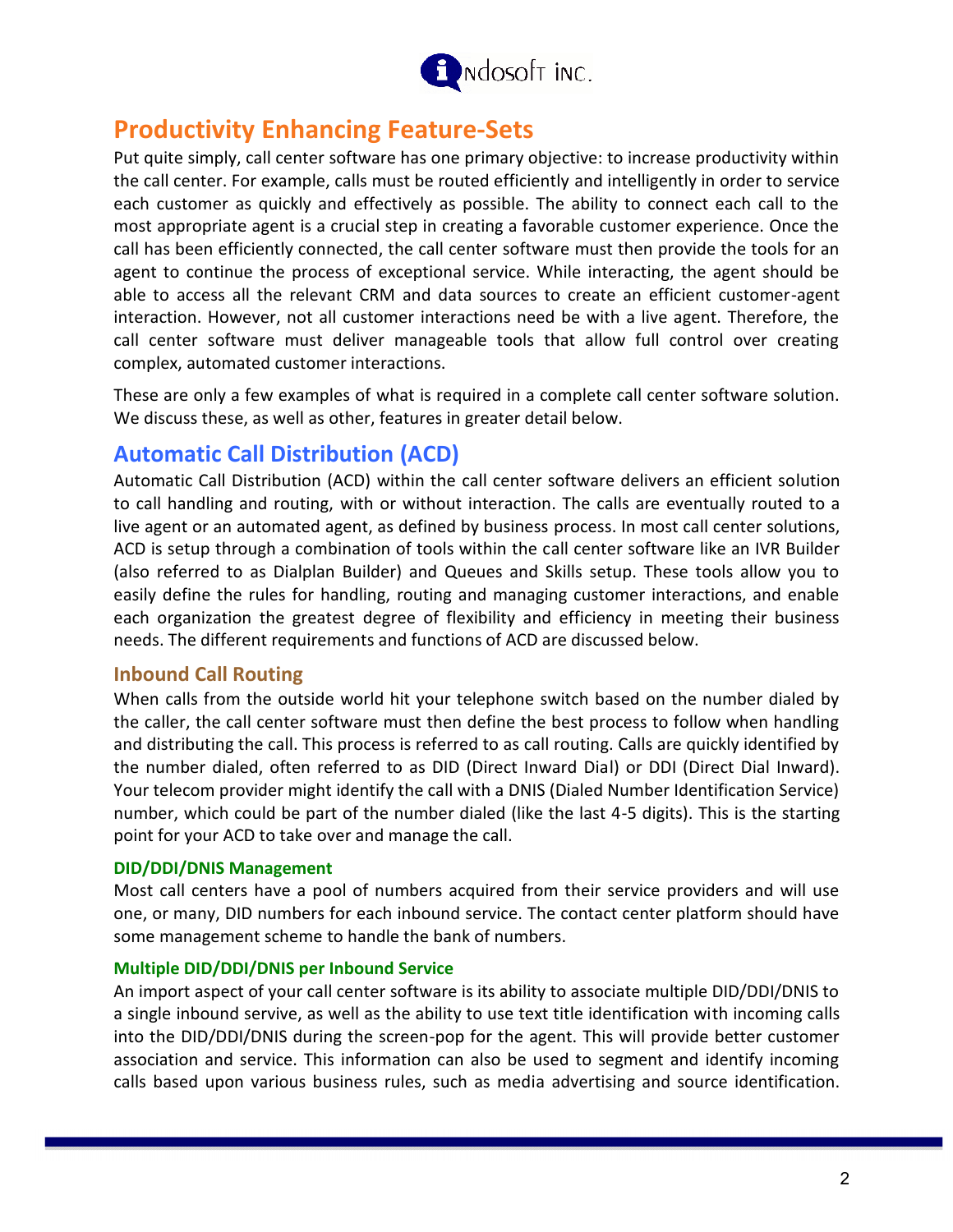## Productivity Enhancing Feature-Sets

Put quite simply, call center software has one primary objective: to increase productivity within the call center. For example, calls must be routed efficiently and intelligently in order to service each customer as quickly and effectively as possible. The ability to connect each call to the most appropriate agent is a crucial step in creating a favorable customer experience. Once the call has been efficiently connected, the call center software must then provide the tools for an agent to continue the process of exceptional service. While interacting, the agent should be able to access all the relevant CRM and data sources to create an efficient customer-agent interaction. However, not all customer interactions need be with a live agent. Therefore, the call center software must deliver manageable tools that allow full control over creating complex, automated customer interactions.

These are only a few examples of what is required in a complete call center software solution. We discuss these, as well as other, features in greater detail below.

## Automatic Call Distribution (ACD)

Automatic Call Distribution (ACD) within the call center software delivers an efficient solution to call handling and routing, with or without interaction. The calls are eventually routed to a live agent or an automated agent, as defined by business process. In most call center solutions, ACD is setup through a combination of tools within the call center software like an IVR Builder (also referred to as Dialplan Builder) and Queues and Skills setup. These tools allow you to easily define the rules for handling, routing and managing customer interactions, and enable each organization the greatest degree of flexibility and efficiency in meeting their business needs. The different requirements and functions of ACD are discussed below.

### Inbound Call Routing

When calls from the outside world hit your telephone switch based on the number dialed by the caller, the call center software must then define the best process to follow when handling and distributing the call. This process is referred to as call routing. Calls are quickly identified by the number dialed, often referred to as DID (Direct Inward Dial) or DDI (Direct Dial Inward). Your telecom provider might identify the call with a DNIS (Dialed Number Identification Service) number, which could be part of the number dialed (like the last 4-5 digits). This is the starting point for your ACD to take over and manage the call.

#### DID/DDI/DNIS Management

Most call centers have a pool of numbers acquired from their service providers and will use one, or many, DID numbers for each inbound service. The contact center platform should have some management scheme to handle the bank of numbers.

#### Multiple DID/DDI/DNIS per Inbound Service

An import aspect of your call center software is its ability to associate multiple DID/DDI/DNIS to a single inbound servive, as well as the ability to use text title identification with incoming calls into the DID/DDI/DNIS during the screen-pop for the agent. This will provide better customer association and service. This information can also be used to segment and identify incoming calls based upon various business rules, such as media advertising and source identification.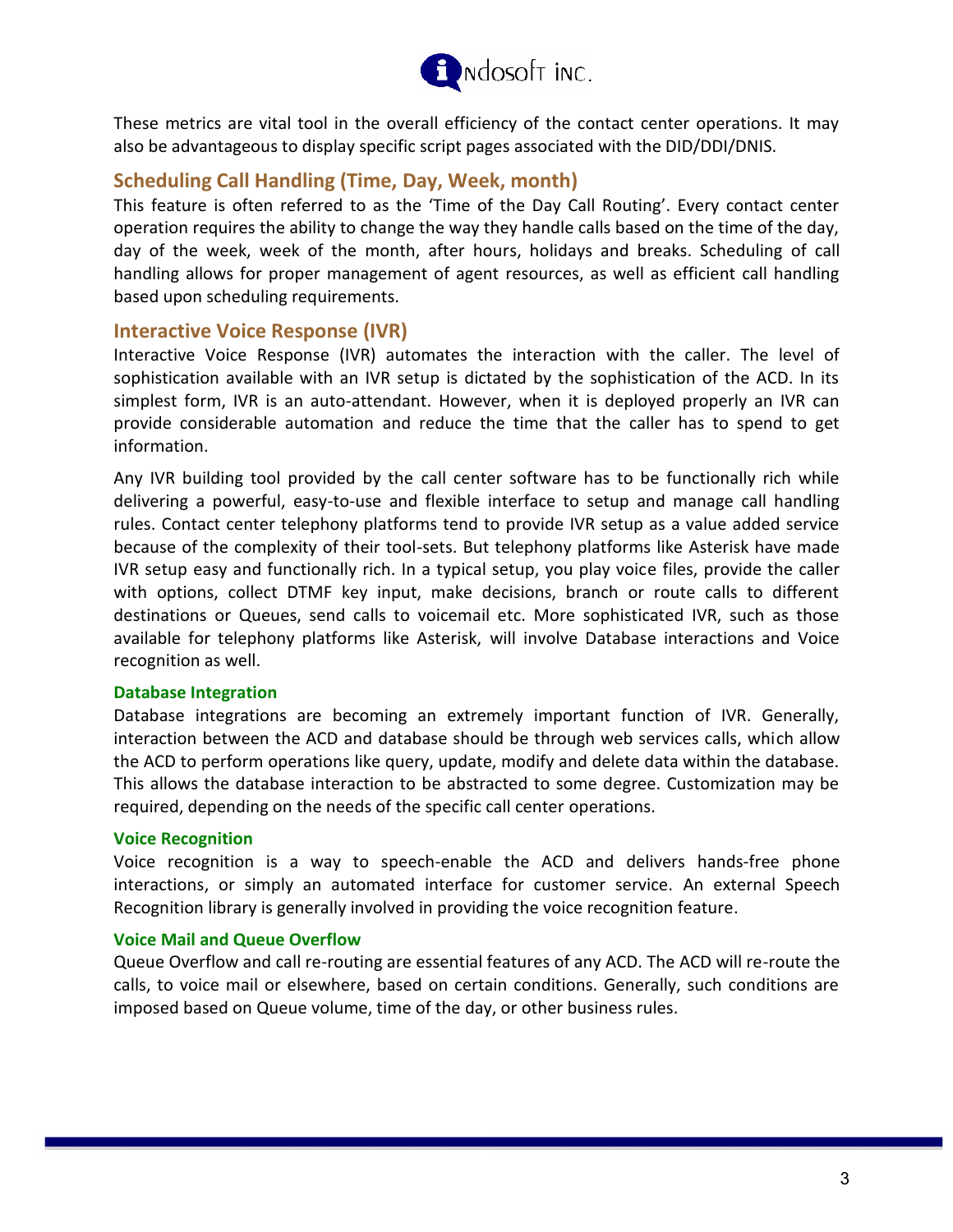These metrics are vital tool in the overall efficiency of the contact center operations. It may also be advantageous to display specific script pages associated with the DID/DDI/DNIS.

## Scheduling Call Handling (Time, Day, Week, month)

This feature is often referred to as the 'Time of the Day Call Routing'. Every contact center operation requires the ability to change the way they handle calls based on the time of the day, day of the week, week of the month, after hours, holidays and breaks. Scheduling of call handling allows for proper management of agent resources, as well as efficient call handling based upon scheduling requirements.

## Interactive Voice Response (IVR)

Interactive Voice Response (IVR) automates the interaction with the caller. The level of sophistication available with an IVR setup is dictated by the sophistication of the ACD. In its simplest form, IVR is an auto-attendant. However, when it is deployed properly an IVR can provide considerable automation and reduce the time that the caller has to spend to get information.

Any IVR building tool provided by the call center software has to be functionally rich while delivering a powerful, easy-to-use and flexible interface to setup and manage call handling rules. Contact center telephony platforms tend to provide IVR setup as a value added service because of the complexity of their tool-sets. But telephony platforms like Asterisk have made IVR setup easy and functionally rich. In a typical setup, you play voice files, provide the caller with options, collect DTMF key input, make decisions, branch or route calls to different destinations or Queues, send calls to voicemail etc. More sophisticated IVR, such as those available for telephony platforms like Asterisk, will involve Database interactions and Voice recognition as well.

### Database Integration

Database integrations are becoming an extremely important function of IVR. Generally, interaction between the ACD and database should be through web services calls, which allow the ACD to perform operations like query, update, modify and delete data within the database. This allows the database interaction to be abstracted to some degree. Customization may be required, depending on the needs of the specific call center operations.

### Voice Recognition

Voice recognition is a way to speech-enable the ACD and delivers hands-free phone interactions, or simply an automated interface for customer service. An external Speech Recognition library is generally involved in providing the voice recognition feature.

### Voice Mail and Queue Overflow

Queue Overflow and call re-routing are essential features of any ACD. The ACD will re-route the calls, to voice mail or elsewhere, based on certain conditions. Generally, such conditions are imposed based on Queue volume, time of the day, or other business rules.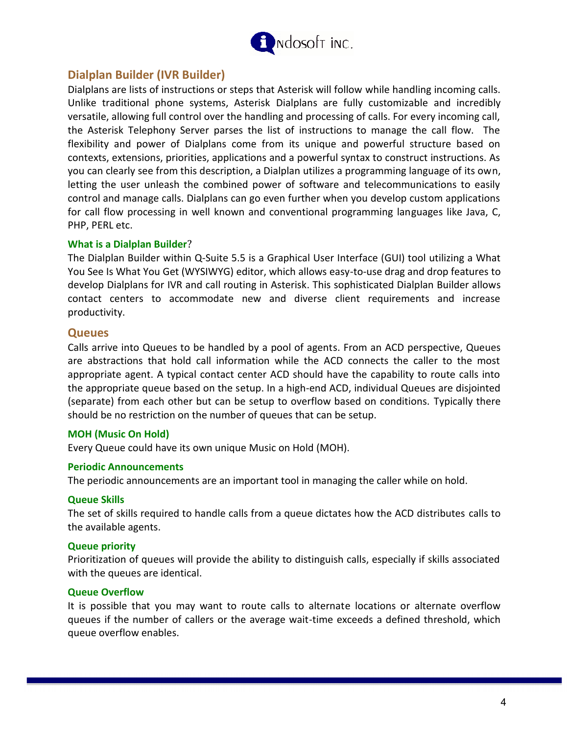## Dialplan Builder (IVR Builder)

Dialplans are lists of instructions or steps that Asterisk will follow while handling incoming calls. Unlike traditional phone systems, Asterisk Dialplans are fully customizable and incredibly versatile, allowing full control over the handling and processing of calls. For every incoming call, the Asterisk Telephony Server parses the list of instructions to manage the call flow. The flexibility and power of Dialplans come from its unique and powerful structure based on contexts, extensions, priorities, applications and a powerful syntax to construct instructions. As you can clearly see from this description, a Dialplan utilizes a programming language of its own, letting the user unleash the combined power of software and telecommunications to easily control and manage calls. Dialplans can go even further when you develop custom applications for call flow processing in well known and conventional programming languages like Java, C, PHP, PERL etc.

### What is a Dialplan Builder?

The Dialplan Builder within Q-Suite 5.5 is a Graphical User Interface (GUI) tool utilizing a What You See Is What You Get (WYSIWYG) editor, which allows easy-to-use drag and drop features to develop Dialplans for IVR and call routing in Asterisk. This sophisticated Dialplan Builder allows contact centers to accommodate new and diverse client requirements and increase productivity.

## Queues

Calls arrive into Queues to be handled by a pool of agents. From an ACD perspective, Queues are abstractions that hold call information while the ACD connects the caller to the most appropriate agent. A typical contact center ACD should have the capability to route calls into the appropriate queue based on the setup. In a high-end ACD, individual Queues are disjointed (separate) from each other but can be setup to overflow based on conditions. Typically there should be no restriction on the number of queues that can be setup.

### MOH (Music On Hold)

Every Queue could have its own unique Music on Hold (MOH).

### Periodic Announcements

The periodic announcements are an important tool in managing the caller while on hold.

### Queue Skills

The set of skills required to handle calls from a queue dictates how the ACD distributes calls to the available agents.

### Queue priority

Prioritization of queues will provide the ability to distinguish calls, especially if skills associated with the queues are identical.

### Queue Overflow

It is possible that you may want to route calls to alternate locations or alternate overflow queues if the number of callers or the average wait-time exceeds a defined threshold, which queue overflow enables.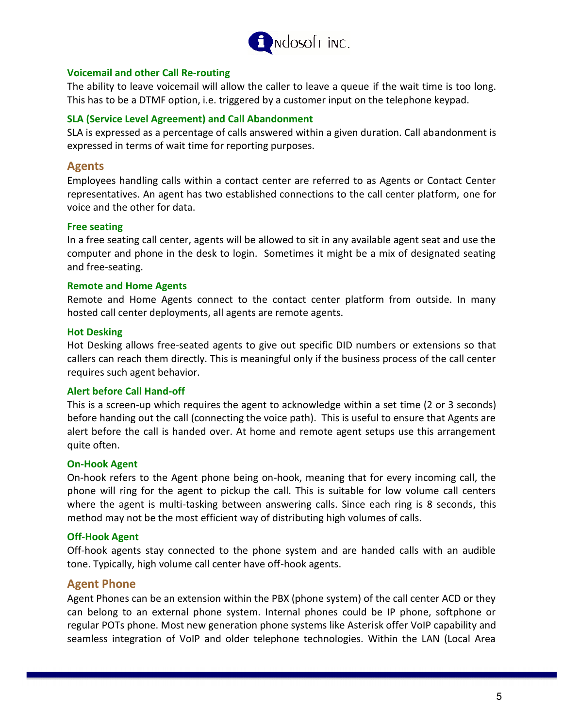### Voicemail and other Call Re-routing

The ability to leave voicemail will allow the caller to leave a queue if the wait time is too long. This has to be a DTMF option, i.e. triggered by a customer input on the telephone keypad.

### SLA (Service Level Agreement) and Call Abandonment

SLA is expressed as a percentage of calls answered within a given duration. Call abandonment is expressed in terms of wait time for reporting purposes.

## Agents

Employees handling calls within a contact center are referred to as Agents or Contact Center representatives. An agent has two established connections to the call center platform, one for voice and the other for data.

### Free seating

In a free seating call center, agents will be allowed to sit in any available agent seat and use the computer and phone in the desk to login. Sometimes it might be a mix of designated seating and free-seating.

### Remote and Home Agents

Remote and Home Agents connect to the contact center platform from outside. In many hosted call center deployments, all agents are remote agents.

### Hot Desking

Hot Desking allows free-seated agents to give out specific DID numbers or extensions so that callers can reach them directly. This is meaningful only if the business process of the call center requires such agent behavior.

### Alert before Call Hand-off

This is a screen-up which requires the agent to acknowledge within a set time (2 or 3 seconds) before handing out the call (connecting the voice path). This is useful to ensure that Agents are alert before the call is handed over. At home and remote agent setups use this arrangement quite often.

### On-Hook Agent

On-hook refers to the Agent phone being on-hook, meaning that for every incoming call, the phone will ring for the agent to pickup the call. This is suitable for low volume call centers where the agent is multi-tasking between answering calls. Since each ring is 8 seconds, this method may not be the most efficient way of distributing high volumes of calls.

### Off-Hook Agent

Off-hook agents stay connected to the phone system and are handed calls with an audible tone. Typically, high volume call center have off-hook agents.

## Agent Phone

Agent Phones can be an extension within the PBX (phone system) of the call center ACD or they can belong to an external phone system. Internal phones could be IP phone, softphone or regular POTs phone. Most new generation phone systems like Asterisk offer VoIP capability and seamless integration of VoIP and older telephone technologies. Within the LAN (Local Area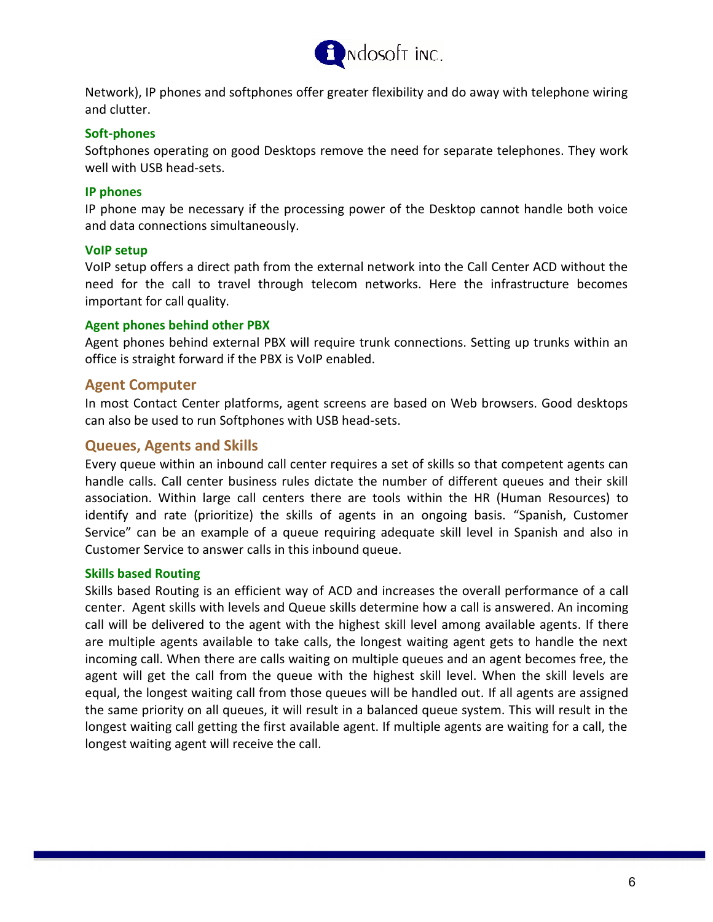Network), IP phones and softphones offer greater flexibility and do away with telephone wiring and clutter.

### Soft-phones

Softphones operating on good Desktops remove the need for separate telephones. They work well with USB head-sets.

### IP phones

IP phone may be necessary if the processing power of the Desktop cannot handle both voice and data connections simultaneously.

### VoIP setup

VoIP setup offers a direct path from the external network into the Call Center ACD without the need for the call to travel through telecom networks. Here the infrastructure becomes important for call quality.

### Agent phones behind other PBX

Agent phones behind external PBX will require trunk connections. Setting up trunks within an office is straight forward if the PBX is VoIP enabled.

## Agent Computer

In most Contact Center platforms, agent screens are based on Web browsers. Good desktops can also be used to run Softphones with USB head-sets.

## Queues, Agents and Skills

Every queue within an inbound call center requires a set of skills so that competent agents can handle calls. Call center business rules dictate the number of different queues and their skill association. Within large call centers there are tools within the HR (Human Resources) to identify and rate (prioritize) the skills of agents in an ongoing basis. "Spanish, Customer Service" can be an example of a queue requiring adequate skill level in Spanish and also in Customer Service to answer calls in this inbound queue.

### Skills based Routing

Skills based Routing is an efficient way of ACD and increases the overall performance of a call center. Agent skills with levels and Queue skills determine how a call is answered. An incoming call will be delivered to the agent with the highest skill level among available agents. If there are multiple agents available to take calls, the longest waiting agent gets to handle the next incoming call. When there are calls waiting on multiple queues and an agent becomes free, the agent will get the call from the queue with the highest skill level. When the skill levels are equal, the longest waiting call from those queues will be handled out. If all agents are assigned the same priority on all queues, it will result in a balanced queue system. This will result in the longest waiting call getting the first available agent. If multiple agents are waiting for a call, the longest waiting agent will receive the call.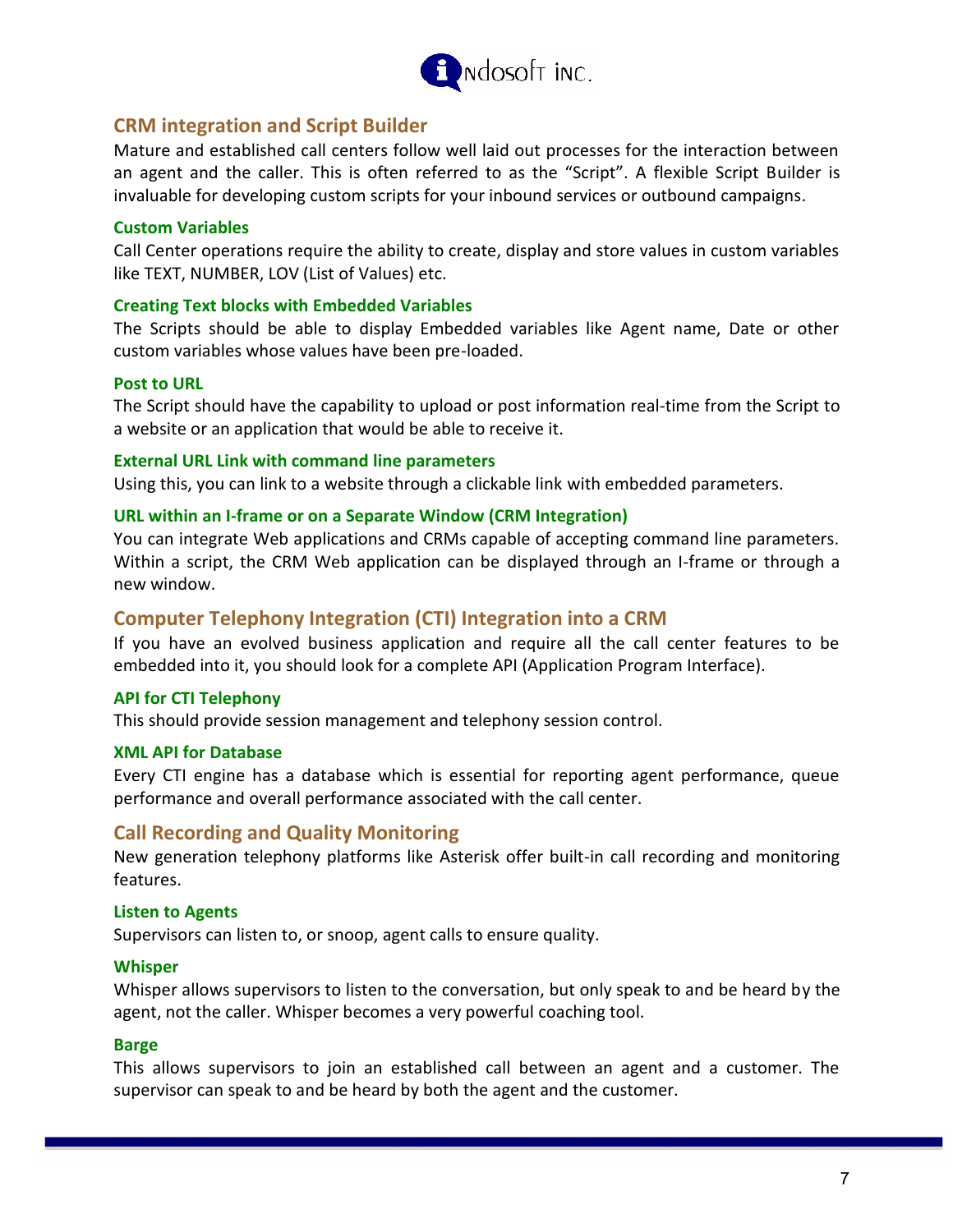## CRM integration and Script Builder

Mature and established call centers follow well laid out processes for the interaction between an agent and the caller. This is often referred to as the "Script". A flexible Script Builder is invaluable for developing custom scripts for your inbound services or outbound campaigns.

### Custom Variables

Call Center operations require the ability to create, display and store values in custom variables like TEXT, NUMBER, LOV (List of Values) etc.

### Creating Text blocks with Embedded Variables

The Scripts should be able to display Embedded variables like Agent name, Date or other custom variables whose values have been pre-loaded.

### Post to URL

The Script should have the capability to upload or post information real-time from the Script to a website or an application that would be able to receive it.

### External URL Link with command line parameters

Using this, you can link to a website through a clickable link with embedded parameters.

### URL within an I-frame or on a Separate Window (CRM Integration)

You can integrate Web applications and CRMs capable of accepting command line parameters. Within a script, the CRM Web application can be displayed through an I-frame or through a new window.

## Computer Telephony Integration (CTI) Integration into a CRM

If you have an evolved business application and require all the call center features to be embedded into it, you should look for a complete API (Application Program Interface).

### API for CTI Telephony

This should provide session management and telephony session control.

### XML API for Database

Every CTI engine has a database which is essential for reporting agent performance, queue performance and overall performance associated with the call center.

## Call Recording and Quality Monitoring

New generation telephony platforms like Asterisk offer built-in call recording and monitoring features.

### Listen to Agents

Supervisors can listen to, or snoop, agent calls to ensure quality.

### Whisper

Whisper allows supervisors to listen to the conversation, but only speak to and be heard by the agent, not the caller. Whisper becomes a very powerful coaching tool.

### Barge

This allows supervisors to join an established call between an agent and a customer. The supervisor can speak to and be heard by both the agent and the customer.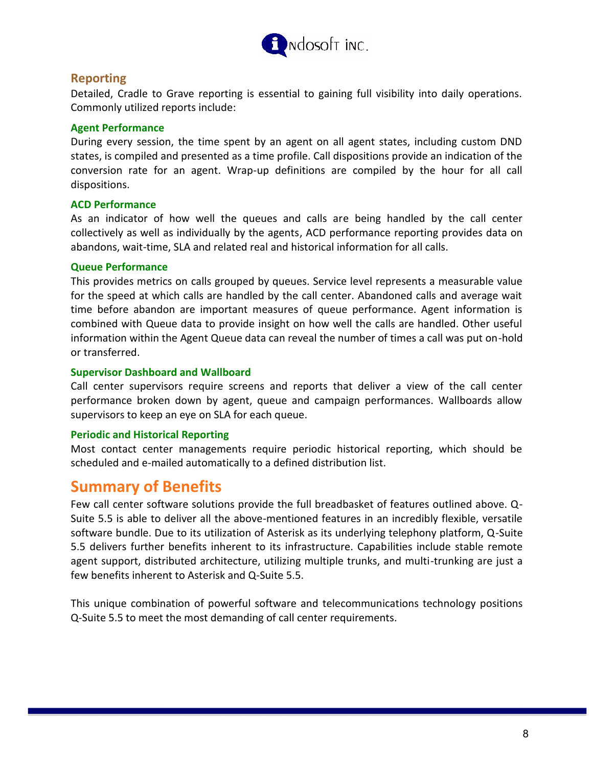## Reporting

Detailed, Cradle to Grave reporting is essential to gaining full visibility into daily operations. Commonly utilized reports include:

### Agent Performance

During every session, the time spent by an agent on all agent states, including custom DND states, is compiled and presented as a time profile. Call dispositions provide an indication of the conversion rate for an agent. Wrap-up definitions are compiled by the hour for all call dispositions.

### ACD Performance

As an indicator of how well the queues and calls are being handled by the call center collectively as well as individually by the agents, ACD performance reporting provides data on abandons, wait-time, SLA and related real and historical information for all calls.

### Queue Performance

This provides metrics on calls grouped by queues. Service level represents a measurable value for the speed at which calls are handled by the call center. Abandoned calls and average wait time before abandon are important measures of queue performance. Agent information is combined with Queue data to provide insight on how well the calls are handled. Other useful information within the Agent Queue data can reveal the number of times a call was put on-hold or transferred.

### Supervisor Dashboard and Wallboard

Call center supervisors require screens and reports that deliver a view of the call center performance broken down by agent, queue and campaign performances. Wallboards allow supervisors to keep an eye on SLA for each queue.

### Periodic and Historical Reporting

Most contact center managements require periodic historical reporting, which should be scheduled and e-mailed automatically to a defined distribution list.

# Summary of Benefits

Few call center software solutions provide the full breadbasket of features outlined above. Q-Suite 5.5 is able to deliver all the above-mentioned features in an incredibly flexible, versatile software bundle. Due to its utilization of Asterisk as its underlying telephony platform, Q-Suite 5.5 delivers further benefits inherent to its infrastructure. Capabilities include stable remote agent support, distributed architecture, utilizing multiple trunks, and multi-trunking are just a few benefits inherent to Asterisk and Q-Suite 5.5.

This unique combination of powerful software and telecommunications technology positions Q-Suite 5.5 to meet the most demanding of call center requirements.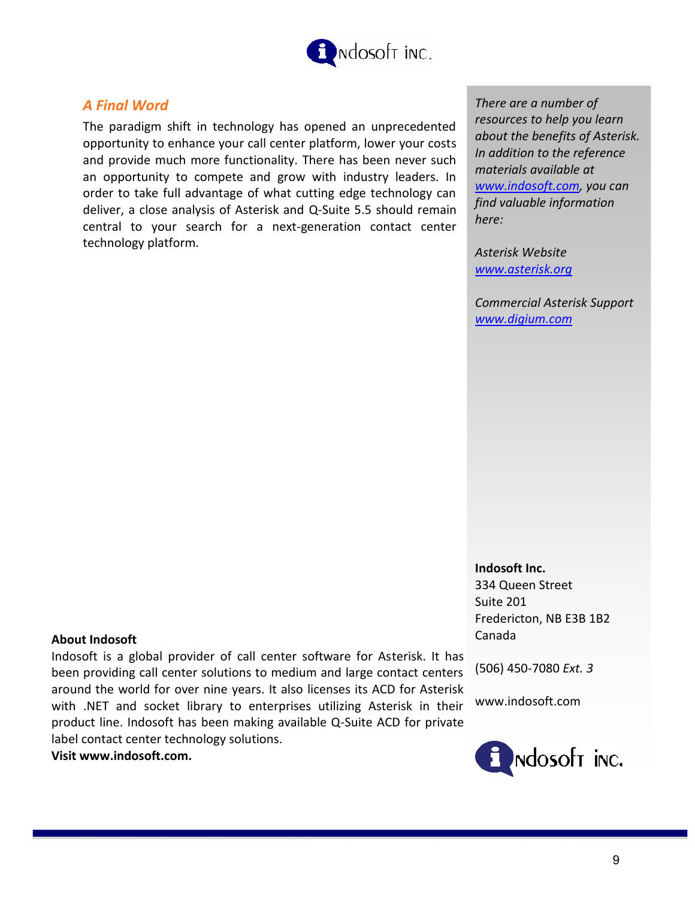## *A Final Word*

The paradigm shift in technology has opened an unprecedented opportunity to enhance your call center platform, lower your costs and provide much more functionality. There has been never such an opportunity to compete and grow with industry leaders. In order to take full advantage of what cutting edge technology can deliver, a close analysis of Asterisk and Q-Suite 5.5 should remain central to your search for a next-generation contact center technology platform.

*There are a number of resources to help you learn about the benefits of Asterisk. In addition to the reference materials available at [www.indosoft.com](http://www.indosoft.com), you can find valuable information here:*

*Asterisk Website*
[www.asterisk.org](http://www.asterisk.org)

*Commercial Asterisk Support*
[www.digium.com](http://www.digium.com)

**About Indosoft**

Indosoft is a global provider of call center software for Asterisk. It has been providing call center solutions to medium and large contact centers around the world for over nine years. It also licenses its ACD for Asterisk with .NET and socket library to enterprises utilizing Asterisk in their product line. Indosoft has been making available Q-Suite ACD for private label contact center technology solutions.

**Visit www.indosoft.com.**

**Indosoft Inc.**
334 Queen Street
Suite 201
Fredericton, NB E3B 1B2
Canada

(506) 450-7080 *Ext. 3*

www.indosoft.com